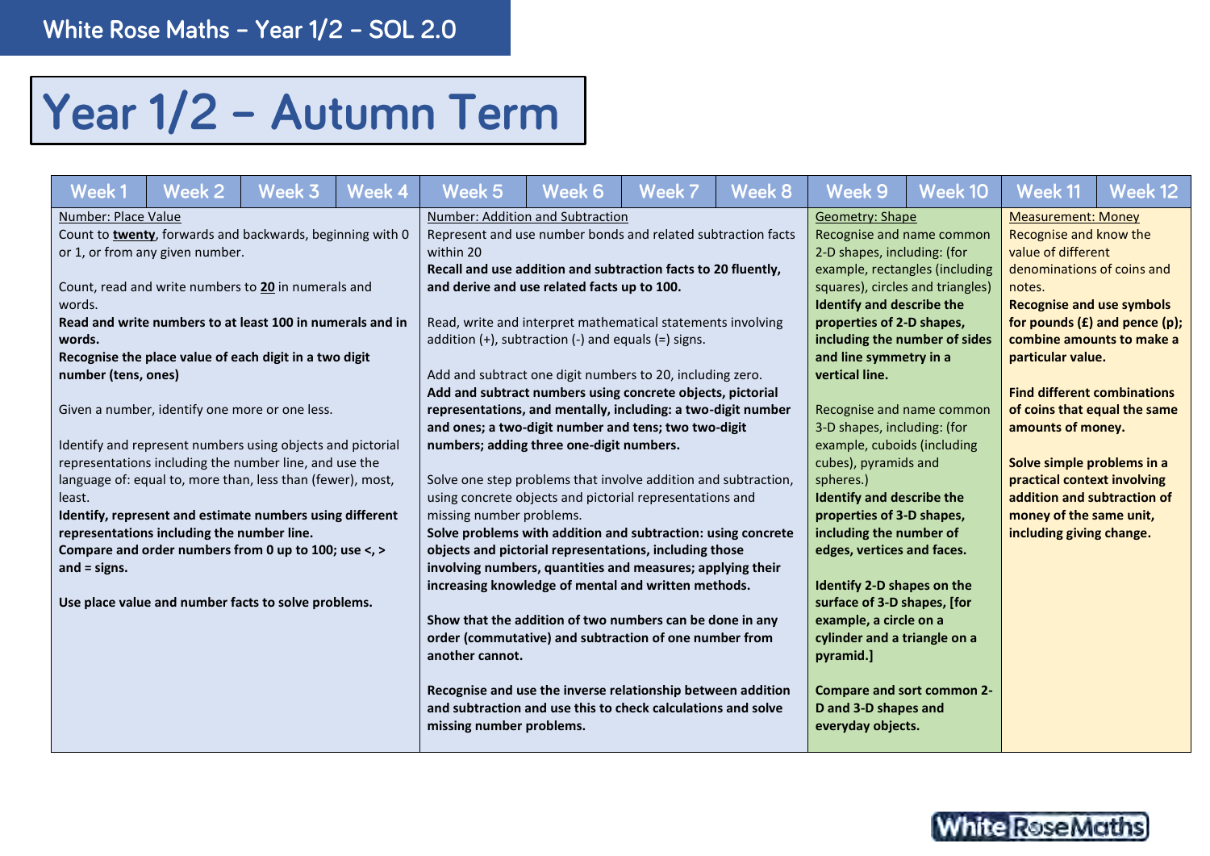White Rose Maths – Year 1/2 – SOL 2.0

# Year 1/2 – Autumn Term

| Week 1 | Week 2 | Week 3 | Week 4 | Week 5 | Week 6 | Week 7 | Week 8 | Week 9 | Week 10 | Week 11 | Week 12 |
|---|---|---|---|---|---|---|---|---|---|---|---|
| Number: Place Value<br>Count to **twenty**, forwards and backwards, beginning with 0 or 1, or from any given number.<br><br>Count, read and write numbers to **20** in numerals and words.<br>**Read and write numbers to at least 100 in numerals and in words.**<br>**Recognise the place value of each digit in a two digit number (tens, ones)**<br><br>Given a number, identify one more or one less.<br><br>Identify and represent numbers using objects and pictorial representations including the number line, and use the language of: equal to, more than, less than (fewer), most, least.<br>**Identify, represent and estimate numbers using different representations including the number line.**<br>**Compare and order numbers from 0 up to 100; use <, > and = signs.**<br><br>**Use place value and number facts to solve problems.** | | | | Number: Addition and Subtraction<br>Represent and use number bonds and related subtraction facts within 20<br>**Recall and use addition and subtraction facts to 20 fluently, and derive and use related facts up to 100.**<br><br>Read, write and interpret mathematical statements involving addition (+), subtraction (-) and equals (=) signs.<br><br>Add and subtract one digit numbers to 20, including zero.<br>**Add and subtract numbers using concrete objects, pictorial representations, and mentally, including: a two-digit number and ones; a two-digit number and tens; two two-digit numbers; adding three one-digit numbers.**<br><br>Solve one step problems that involve addition and subtraction, using concrete objects and pictorial representations and missing number problems.<br>**Solve problems with addition and subtraction: using concrete objects and pictorial representations, including those involving numbers, quantities and measures; applying their increasing knowledge of mental and written methods.**<br><br>**Show that the addition of two numbers can be done in any order (commutative) and subtraction of one number from another cannot.**<br><br>**Recognise and use the inverse relationship between addition and subtraction and use this to check calculations and solve missing number problems.** | | | | Geometry: Shape<br>Recognise and name common 2-D shapes, including: (for example, rectangles (including squares), circles and triangles)<br>**Identify and describe the properties of 2-D shapes, including the number of sides and line symmetry in a vertical line.**<br><br>Recognise and name common 3-D shapes, including: (for example, cuboids (including cubes), pyramids and spheres.)<br>**Identify and describe the properties of 3-D shapes, including the number of edges, vertices and faces.**<br><br>**Identify 2-D shapes on the surface of 3-D shapes, [for example, a circle on a cylinder and a triangle on a pyramid.]**<br><br>**Compare and sort common 2-D and 3-D shapes and everyday objects.** | | Measurement: Money<br>Recognise and know the value of different denominations of coins and notes.<br>**Recognise and use symbols for pounds (£) and pence (p); combine amounts to make a particular value.**<br><br>**Find different combinations of coins that equal the same amounts of money.**<br><br>**Solve simple problems in a practical context involving addition and subtraction of money of the same unit, including giving change.** | |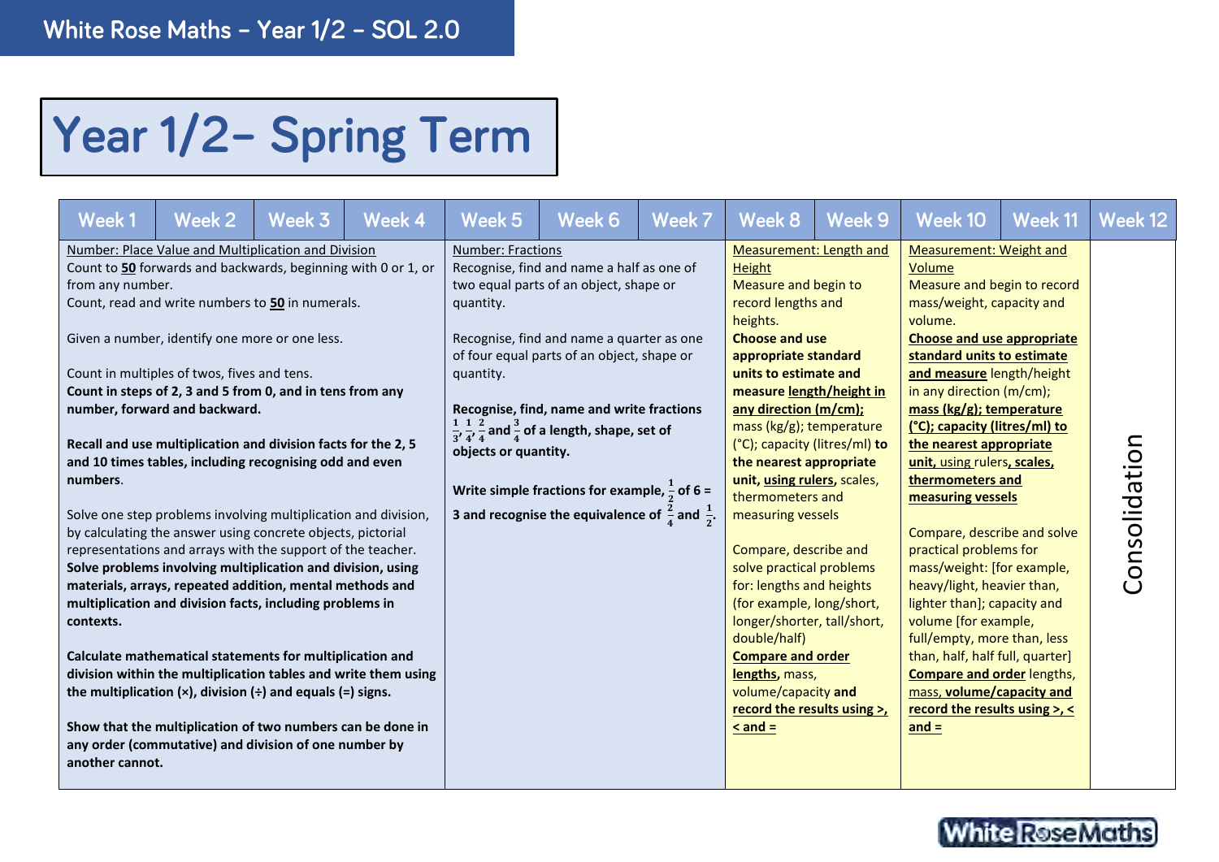# Year 1/2- Spring Term

| Week 1 | Week 2 | Week 3 | Week 4 | Week 5 | Week 6 | Week 7 | Week 8 | Week 9 | Week 10 | Week 11 | Week 12 |
|---|---|---|---|---|---|---|---|---|---|---|---|
| Number: Place Value and Multiplication and Division<br>Count to **50** forwards and backwards, beginning with 0 or 1, or from any number.<br>Count, read and write numbers to **50** in numerals.<br><br>Given a number, identify one more or one less.<br><br>Count in multiples of twos, fives and tens.<br>**Count in steps of 2, 3 and 5 from 0, and in tens from any number, forward and backward.**<br><br>**Recall and use multiplication and division facts for the 2, 5 and 10 times tables, including recognising odd and even numbers.**<br><br>Solve one step problems involving multiplication and division, by calculating the answer using concrete objects, pictorial representations and arrays with the support of the teacher.<br>**Solve problems involving multiplication and division, using materials, arrays, repeated addition, mental methods and multiplication and division facts, including problems in contexts.**<br><br>**Calculate mathematical statements for multiplication and division within the multiplication tables and write them using the multiplication (×), division (÷) and equals (=) signs.**<br><br>**Show that the multiplication of two numbers can be done in any order (commutative) and division of one number by another cannot.** | | | | Number: Fractions<br>Recognise, find and name a half as one of two equal parts of an object, shape or quantity.<br><br>Recognise, find and name a quarter as one of four equal parts of an object, shape or quantity.<br><br>**Recognise, find, name and write fractions $\frac{1}{3}$, $\frac{1}{4}$, $\frac{2}{4}$ and $\frac{3}{4}$ of a length, shape, set of objects or quantity.**<br><br>**Write simple fractions for example, $\frac{1}{2}$ of 6 = 3 and recognise the equivalence of $\frac{2}{4}$ and $\frac{1}{2}$.** | | | Measurement: Length and Height<br>Measure and begin to record lengths and heights.<br>**Choose and use appropriate standard units to estimate and measure length/height in any direction (m/cm);** mass (kg/g); temperature (°C); capacity (litres/ml) **to the nearest appropriate unit, using rulers,** scales, thermometers and measuring vessels<br><br>Compare, describe and solve practical problems for: lengths and heights (for example, long/short, longer/shorter, tall/short, double/half)<br>**Compare and order lengths,** mass, volume/capacity **and record the results using >, < and =** | | Measurement: Weight and Volume<br>Measure and begin to record mass/weight, capacity and volume.<br>**Choose and use appropriate standard units to estimate and measure** length/height in any direction (m/cm); **mass (kg/g); temperature (°C); capacity (litres/ml) to the nearest appropriate unit,** using rulers**, scales, thermometers and measuring vessels**<br><br>Compare, describe and solve practical problems for mass/weight: [for example, heavy/light, heavier than, lighter than]; capacity and volume [for example, full/empty, more than, less than, half, half full, quarter]<br>**Compare and order** lengths, **mass, volume/capacity and record the results using >, < and =** | | Consolidation |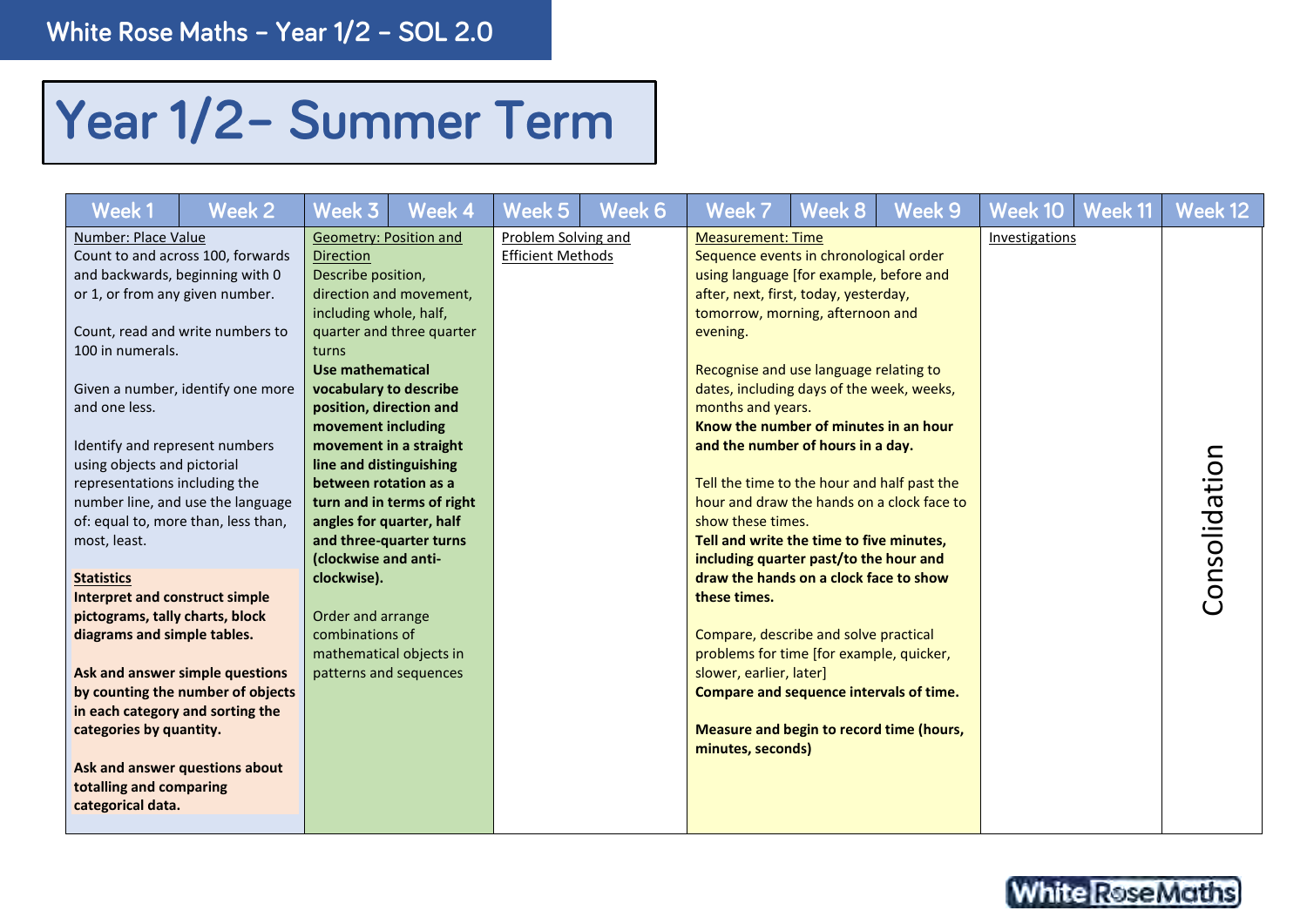White Rose Maths – Year 1/2 – SOL 2.0

# Year 1/2– Summer Term

| Week 1 | Week 2 | Week 3 | Week 4 | Week 5 | Week 6 | Week 7 | Week 8 | Week 9 | Week 10 | Week 11 | Week 12 |
|---|---|---|---|---|---|---|---|---|---|---|---|
| Number: Place Value<br>Count to and across 100, forwards and backwards, beginning with 0 or 1, or from any given number.<br><br>Count, read and write numbers to 100 in numerals.<br><br>Given a number, identify one more and one less.<br><br>Identify and represent numbers using objects and pictorial representations including the number line, and use the language of: equal to, more than, less than, most, least.<br><br>Statistics<br>**Interpret and construct simple pictograms, tally charts, block diagrams and simple tables.**<br><br>**Ask and answer simple questions by counting the number of objects in each category and sorting the categories by quantity.**<br><br>**Ask and answer questions about totalling and comparing categorical data.** | | Geometry: Position and Direction<br>Describe position, direction and movement, including whole, half, quarter and three quarter turns<br>**Use mathematical vocabulary to describe position, direction and movement including movement in a straight line and distinguishing between rotation as a turn and in terms of right angles for quarter, half and three-quarter turns (clockwise and anti-clockwise).**<br><br>Order and arrange combinations of mathematical objects in patterns and sequences | | Problem Solving and Efficient Methods | | Measurement: Time<br>Sequence events in chronological order using language [for example, before and after, next, first, today, yesterday, tomorrow, morning, afternoon and evening.<br><br>Recognise and use language relating to dates, including days of the week, weeks, months and years.<br>**Know the number of minutes in an hour and the number of hours in a day.**<br><br>Tell the time to the hour and half past the hour and draw the hands on a clock face to show these times.<br>**Tell and write the time to five minutes, including quarter past/to the hour and draw the hands on a clock face to show these times.**<br><br>Compare, describe and solve practical problems for time [for example, quicker, slower, earlier, later]<br>**Compare and sequence intervals of time.**<br><br>**Measure and begin to record time (hours, minutes, seconds)** | | | Investigations | | Consolidation |